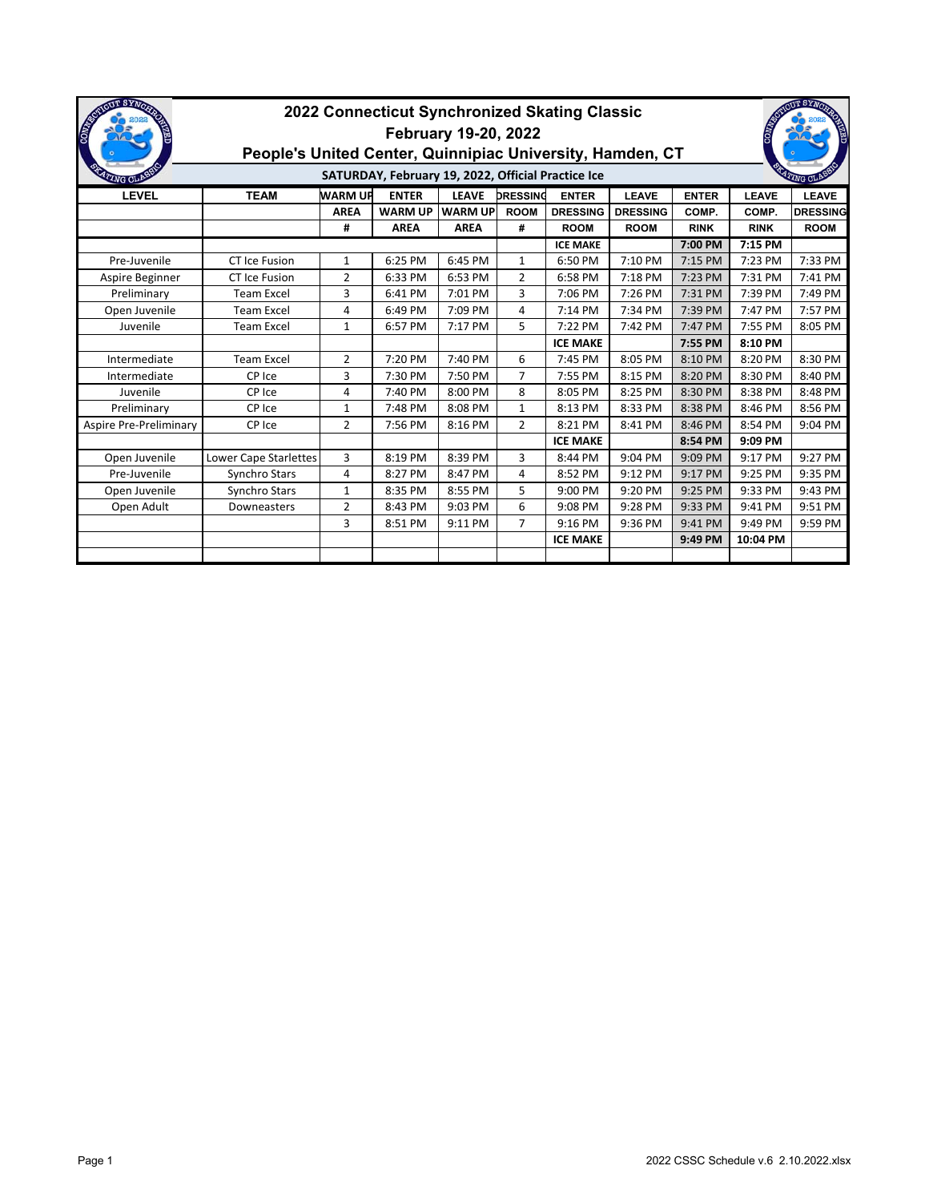# 2022 Connecticut Synchronized Skating Classic

## February 19-20, 2022

## People's United Center, Quinnipiac University, Hamden, CT

### SATURDAY, February 19, 2022, Official Practice Ice

| LEVEL | TEAM | WARM UP AREA # | ENTER WARM UP AREA | LEAVE WARM UP AREA | DRESSING ROOM # | ENTER DRESSING ROOM | LEAVE DRESSING ROOM | ENTER COMP. RINK | LEAVE COMP. RINK | LEAVE DRESSING ROOM |
|---|---|---|---|---|---|---|---|---|---|---|
| | | | | | | **ICE MAKE** | | **7:00 PM** | **7:15 PM** | |
| Pre-Juvenile | CT Ice Fusion | 1 | 6:25 PM | 6:45 PM | 1 | 6:50 PM | 7:10 PM | 7:15 PM | 7:23 PM | 7:33 PM |
| Aspire Beginner | CT Ice Fusion | 2 | 6:33 PM | 6:53 PM | 2 | 6:58 PM | 7:18 PM | 7:23 PM | 7:31 PM | 7:41 PM |
| Preliminary | Team Excel | 3 | 6:41 PM | 7:01 PM | 3 | 7:06 PM | 7:26 PM | 7:31 PM | 7:39 PM | 7:49 PM |
| Open Juvenile | Team Excel | 4 | 6:49 PM | 7:09 PM | 4 | 7:14 PM | 7:34 PM | 7:39 PM | 7:47 PM | 7:57 PM |
| Juvenile | Team Excel | 1 | 6:57 PM | 7:17 PM | 5 | 7:22 PM | 7:42 PM | 7:47 PM | 7:55 PM | 8:05 PM |
| | | | | | | **ICE MAKE** | | **7:55 PM** | **8:10 PM** | |
| Intermediate | Team Excel | 2 | 7:20 PM | 7:40 PM | 6 | 7:45 PM | 8:05 PM | 8:10 PM | 8:20 PM | 8:30 PM |
| Intermediate | CP Ice | 3 | 7:30 PM | 7:50 PM | 7 | 7:55 PM | 8:15 PM | 8:20 PM | 8:30 PM | 8:40 PM |
| Juvenile | CP Ice | 4 | 7:40 PM | 8:00 PM | 8 | 8:05 PM | 8:25 PM | 8:30 PM | 8:38 PM | 8:48 PM |
| Preliminary | CP Ice | 1 | 7:48 PM | 8:08 PM | 1 | 8:13 PM | 8:33 PM | 8:38 PM | 8:46 PM | 8:56 PM |
| Aspire Pre-Preliminary | CP Ice | 2 | 7:56 PM | 8:16 PM | 2 | 8:21 PM | 8:41 PM | 8:46 PM | 8:54 PM | 9:04 PM |
| | | | | | | **ICE MAKE** | | **8:54 PM** | **9:09 PM** | |
| Open Juvenile | Lower Cape Starlettes | 3 | 8:19 PM | 8:39 PM | 3 | 8:44 PM | 9:04 PM | 9:09 PM | 9:17 PM | 9:27 PM |
| Pre-Juvenile | Synchro Stars | 4 | 8:27 PM | 8:47 PM | 4 | 8:52 PM | 9:12 PM | 9:17 PM | 9:25 PM | 9:35 PM |
| Open Juvenile | Synchro Stars | 1 | 8:35 PM | 8:55 PM | 5 | 9:00 PM | 9:20 PM | 9:25 PM | 9:33 PM | 9:43 PM |
| Open Adult | Downeasters | 2 | 8:43 PM | 9:03 PM | 6 | 9:08 PM | 9:28 PM | 9:33 PM | 9:41 PM | 9:51 PM |
| | | 3 | 8:51 PM | 9:11 PM | 7 | 9:16 PM | 9:36 PM | 9:41 PM | 9:49 PM | 9:59 PM |
| | | | | | | **ICE MAKE** | | **9:49 PM** | **10:04 PM** | |
| | | | | | | | | | | |

2022 CSSC Schedule v.6 2.10.2022.xlsx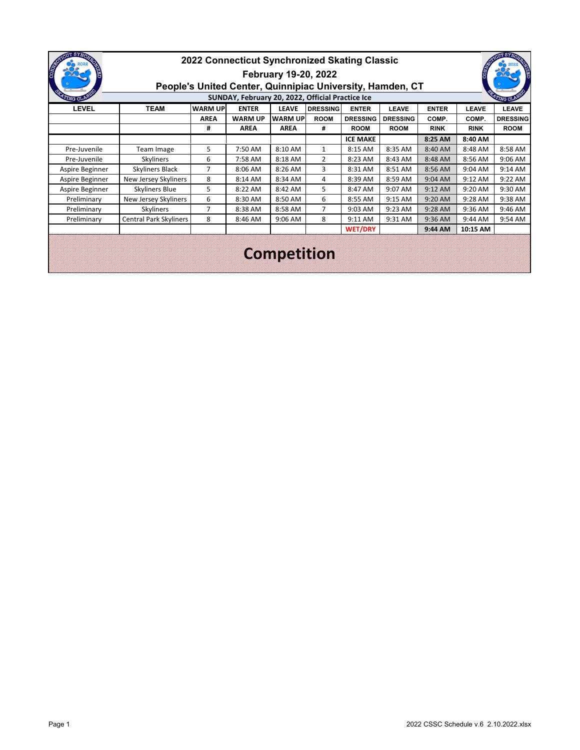# 2022 Connecticut Synchronized Skating Classic

## February 19-20, 2022

## People's United Center, Quinnipiac University, Hamden, CT

### SUNDAY, February 20, 2022, Official Practice Ice

| LEVEL | TEAM | WARM UP AREA # | ENTER WARM UP AREA | LEAVE WARM UP AREA | DRESSING ROOM # | ENTER DRESSING ROOM | LEAVE DRESSING ROOM | ENTER COMP. RINK | LEAVE COMP. RINK | LEAVE DRESSING ROOM |
|---|---|---|---|---|---|---|---|---|---|---|
| | | | | | | **ICE MAKE** | | **8:25 AM** | **8:40 AM** | |
| Pre-Juvenile | Team Image | 5 | 7:50 AM | 8:10 AM | 1 | 8:15 AM | 8:35 AM | 8:40 AM | 8:48 AM | 8:58 AM |
| Pre-Juvenile | Skyliners | 6 | 7:58 AM | 8:18 AM | 2 | 8:23 AM | 8:43 AM | 8:48 AM | 8:56 AM | 9:06 AM |
| Aspire Beginner | Skyliners Black | 7 | 8:06 AM | 8:26 AM | 3 | 8:31 AM | 8:51 AM | 8:56 AM | 9:04 AM | 9:14 AM |
| Aspire Beginner | New Jersey Skyliners | 8 | 8:14 AM | 8:34 AM | 4 | 8:39 AM | 8:59 AM | 9:04 AM | 9:12 AM | 9:22 AM |
| Aspire Beginner | Skyliners Blue | 5 | 8:22 AM | 8:42 AM | 5 | 8:47 AM | 9:07 AM | 9:12 AM | 9:20 AM | 9:30 AM |
| Preliminary | New Jersey Skyliners | 6 | 8:30 AM | 8:50 AM | 6 | 8:55 AM | 9:15 AM | 9:20 AM | 9:28 AM | 9:38 AM |
| Preliminary | Skyliners | 7 | 8:38 AM | 8:58 AM | 7 | 9:03 AM | 9:23 AM | 9:28 AM | 9:36 AM | 9:46 AM |
| Preliminary | Central Park Skyliners | 8 | 8:46 AM | 9:06 AM | 8 | 9:11 AM | 9:31 AM | 9:36 AM | 9:44 AM | 9:54 AM |
| | | | | | | **WET/DRY** | | **9:44 AM** | **10:15 AM** | |

**Competition**